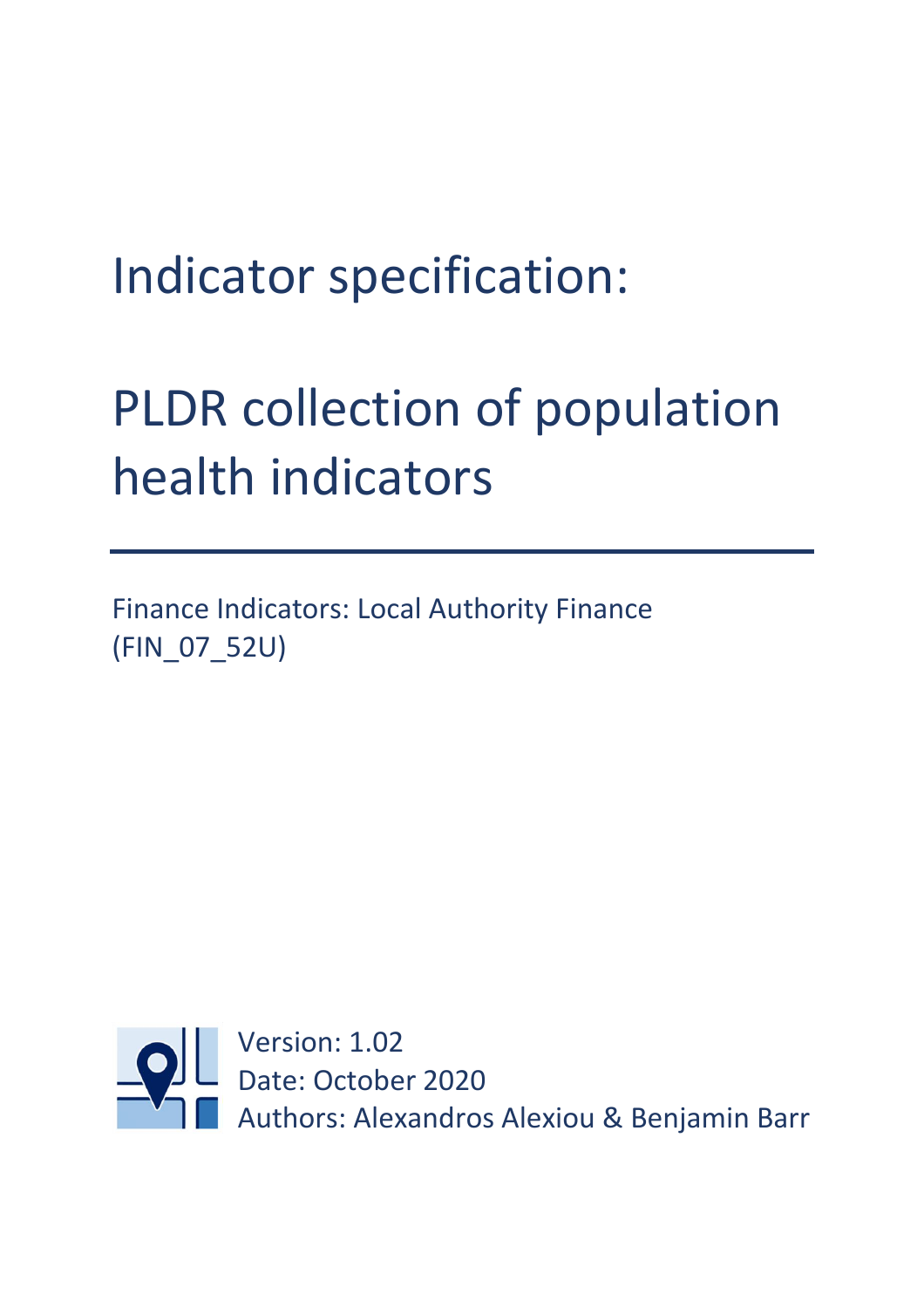# Indicator specification:

# PLDR collection of population health indicators

Finance Indicators: Local Authority Finance (FIN_07_52U)

Version: 1.02
Date: October 2020
Authors: Alexandros Alexiou & Benjamin Barr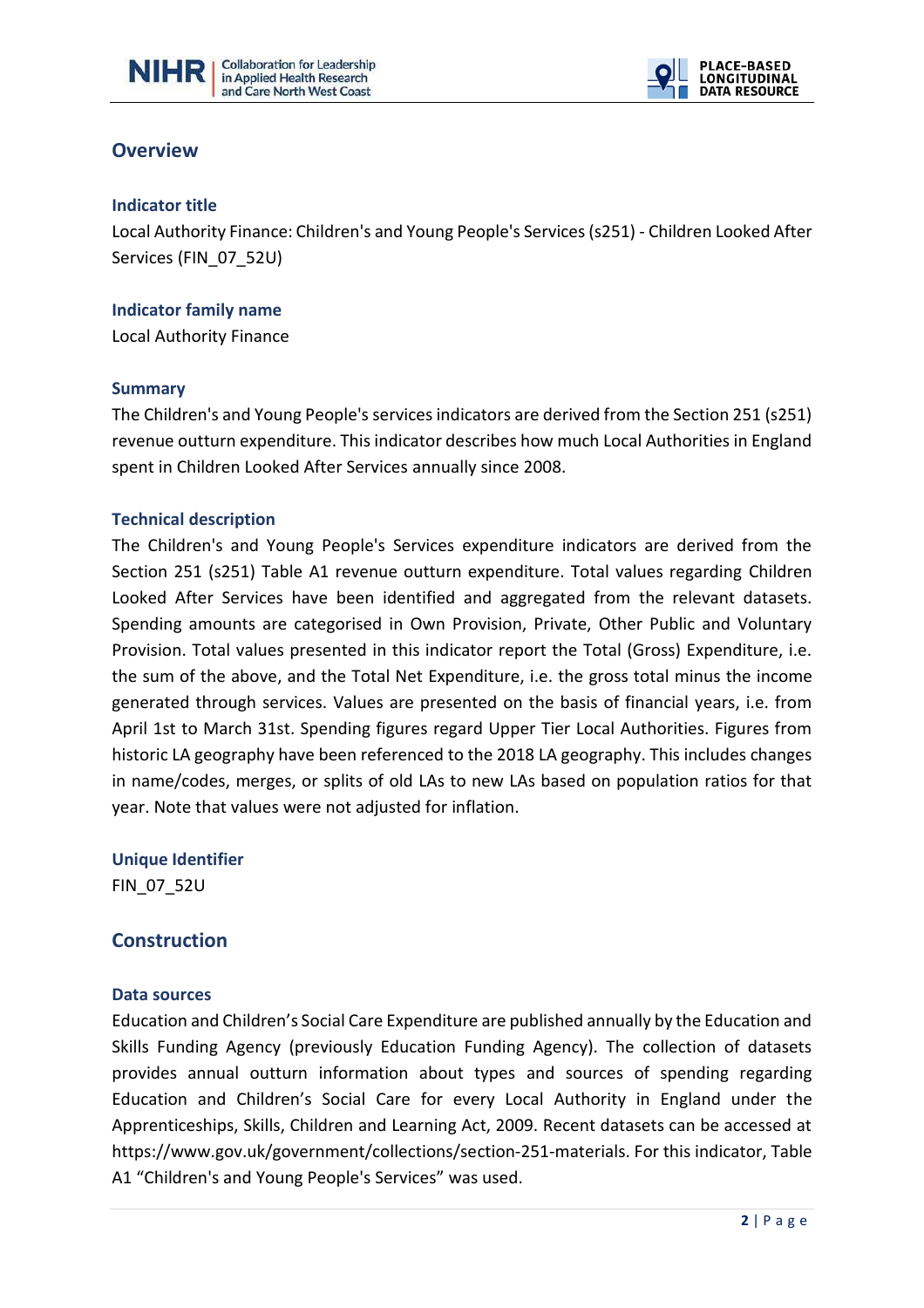## Overview

### Indicator title

Local Authority Finance: Children's and Young People's Services (s251) - Children Looked After Services (FIN_07_52U)

### Indicator family name

Local Authority Finance

### Summary

The Children's and Young People's services indicators are derived from the Section 251 (s251) revenue outturn expenditure. This indicator describes how much Local Authorities in England spent in Children Looked After Services annually since 2008.

### Technical description

The Children's and Young People's Services expenditure indicators are derived from the Section 251 (s251) Table A1 revenue outturn expenditure. Total values regarding Children Looked After Services have been identified and aggregated from the relevant datasets. Spending amounts are categorised in Own Provision, Private, Other Public and Voluntary Provision. Total values presented in this indicator report the Total (Gross) Expenditure, i.e. the sum of the above, and the Total Net Expenditure, i.e. the gross total minus the income generated through services. Values are presented on the basis of financial years, i.e. from April 1st to March 31st. Spending figures regard Upper Tier Local Authorities. Figures from historic LA geography have been referenced to the 2018 LA geography. This includes changes in name/codes, merges, or splits of old LAs to new LAs based on population ratios for that year. Note that values were not adjusted for inflation.

### Unique Identifier

FIN_07_52U

## Construction

### Data sources

Education and Children's Social Care Expenditure are published annually by the Education and Skills Funding Agency (previously Education Funding Agency). The collection of datasets provides annual outturn information about types and sources of spending regarding Education and Children's Social Care for every Local Authority in England under the Apprenticeships, Skills, Children and Learning Act, 2009. Recent datasets can be accessed at https://www.gov.uk/government/collections/section-251-materials. For this indicator, Table A1 "Children's and Young People's Services" was used.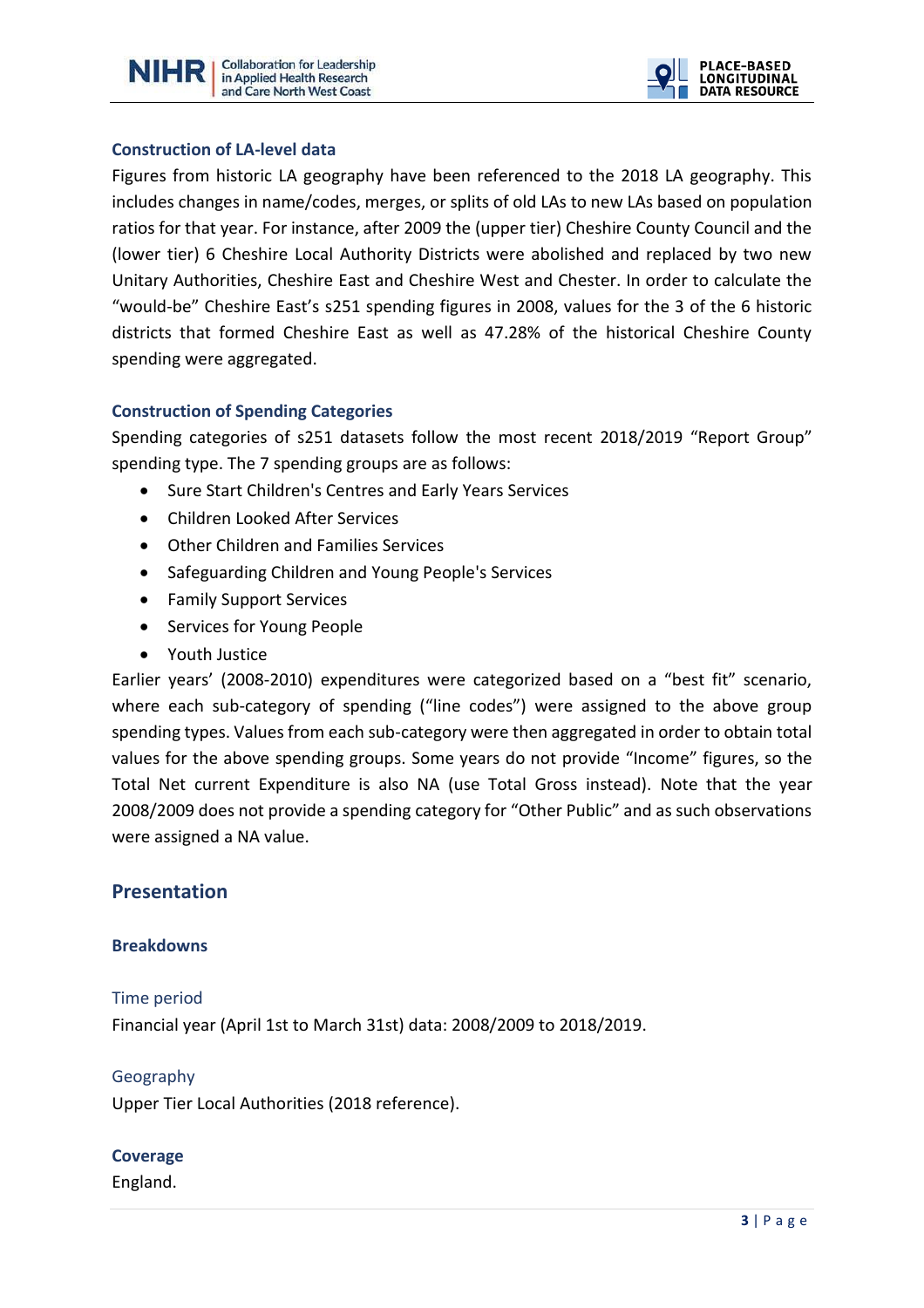### Construction of LA-level data

Figures from historic LA geography have been referenced to the 2018 LA geography. This includes changes in name/codes, merges, or splits of old LAs to new LAs based on population ratios for that year. For instance, after 2009 the (upper tier) Cheshire County Council and the (lower tier) 6 Cheshire Local Authority Districts were abolished and replaced by two new Unitary Authorities, Cheshire East and Cheshire West and Chester. In order to calculate the "would-be" Cheshire East's s251 spending figures in 2008, values for the 3 of the 6 historic districts that formed Cheshire East as well as 47.28% of the historical Cheshire County spending were aggregated.

### Construction of Spending Categories

Spending categories of s251 datasets follow the most recent 2018/2019 "Report Group" spending type. The 7 spending groups are as follows:

- Sure Start Children's Centres and Early Years Services
- Children Looked After Services
- Other Children and Families Services
- Safeguarding Children and Young People's Services
- Family Support Services
- Services for Young People
- Youth Justice

Earlier years' (2008-2010) expenditures were categorized based on a "best fit" scenario, where each sub-category of spending ("line codes") were assigned to the above group spending types. Values from each sub-category were then aggregated in order to obtain total values for the above spending groups. Some years do not provide "Income" figures, so the Total Net current Expenditure is also NA (use Total Gross instead). Note that the year 2008/2009 does not provide a spending category for "Other Public" and as such observations were assigned a NA value.

## Presentation

### Breakdowns

#### Time period

Financial year (April 1st to March 31st) data: 2008/2009 to 2018/2019.

#### Geography

Upper Tier Local Authorities (2018 reference).

### Coverage

England.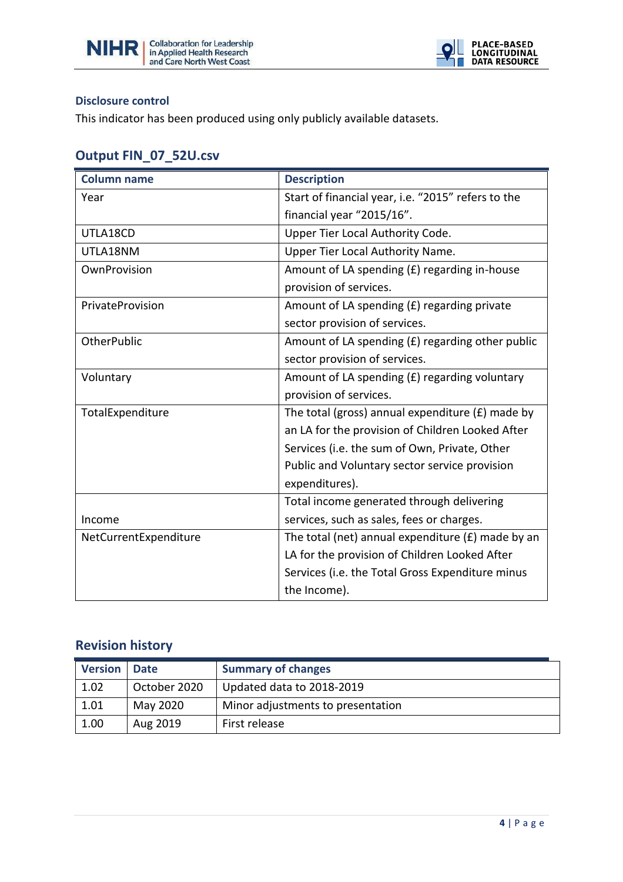### Disclosure control

This indicator has been produced using only publicly available datasets.

## Output FIN_07_52U.csv

| Column name | Description |
|---|---|
| Year | Start of financial year, i.e. "2015" refers to the financial year "2015/16". |
| UTLA18CD | Upper Tier Local Authority Code. |
| UTLA18NM | Upper Tier Local Authority Name. |
| OwnProvision | Amount of LA spending (£) regarding in-house provision of services. |
| PrivateProvision | Amount of LA spending (£) regarding private sector provision of services. |
| OtherPublic | Amount of LA spending (£) regarding other public sector provision of services. |
| Voluntary | Amount of LA spending (£) regarding voluntary provision of services. |
| TotalExpenditure | The total (gross) annual expenditure (£) made by an LA for the provision of Children Looked After Services (i.e. the sum of Own, Private, Other Public and Voluntary sector service provision expenditures). |
| Income | Total income generated through delivering services, such as sales, fees or charges. |
| NetCurrentExpenditure | The total (net) annual expenditure (£) made by an LA for the provision of Children Looked After Services (i.e. the Total Gross Expenditure minus the Income). |

## Revision history

| Version | Date | Summary of changes |
|---|---|---|
| 1.02 | October 2020 | Updated data to 2018-2019 |
| 1.01 | May 2020 | Minor adjustments to presentation |
| 1.00 | Aug 2019 | First release |